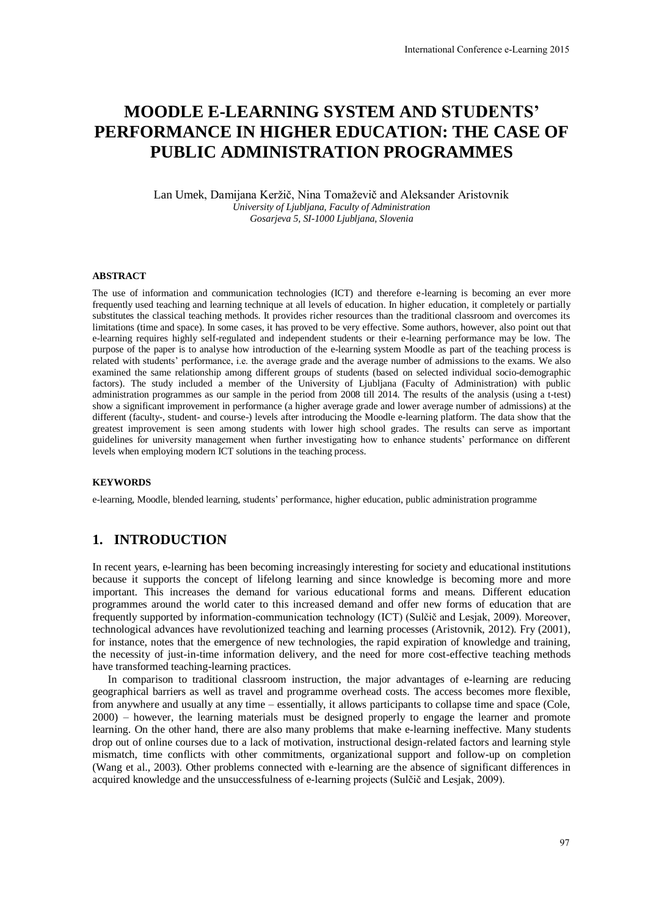# MOODLE E-LEARNING SYSTEM AND STUDENTS' PERFORMANCE IN HIGHER EDUCATION: THE CASE OF PUBLIC ADMINISTRATION PROGRAMMES

Lan Umek, Damijana Keržič, Nina Tomaževič and Aleksander Aristovnik
*University of Ljubljana, Faculty of Administration*
*Gosarjeva 5, SI-1000 Ljubljana, Slovenia*

### ABSTRACT

The use of information and communication technologies (ICT) and therefore e-learning is becoming an ever more frequently used teaching and learning technique at all levels of education. In higher education, it completely or partially substitutes the classical teaching methods. It provides richer resources than the traditional classroom and overcomes its limitations (time and space). In some cases, it has proved to be very effective. Some authors, however, also point out that e-learning requires highly self-regulated and independent students or their e-learning performance may be low. The purpose of the paper is to analyse how introduction of the e-learning system Moodle as part of the teaching process is related with students' performance, i.e. the average grade and the average number of admissions to the exams. We also examined the same relationship among different groups of students (based on selected individual socio-demographic factors). The study included a member of the University of Ljubljana (Faculty of Administration) with public administration programmes as our sample in the period from 2008 till 2014. The results of the analysis (using a t-test) show a significant improvement in performance (a higher average grade and lower average number of admissions) at the different (faculty-, student- and course-) levels after introducing the Moodle e-learning platform. The data show that the greatest improvement is seen among students with lower high school grades. The results can serve as important guidelines for university management when further investigating how to enhance students' performance on different levels when employing modern ICT solutions in the teaching process.

### KEYWORDS

e-learning, Moodle, blended learning, students' performance, higher education, public administration programme

## 1. INTRODUCTION

In recent years, e-learning has been becoming increasingly interesting for society and educational institutions because it supports the concept of lifelong learning and since knowledge is becoming more and more important. This increases the demand for various educational forms and means. Different education programmes around the world cater to this increased demand and offer new forms of education that are frequently supported by information-communication technology (ICT) (Sulčič and Lesjak, 2009). Moreover, technological advances have revolutionized teaching and learning processes (Aristovnik, 2012). Fry (2001), for instance, notes that the emergence of new technologies, the rapid expiration of knowledge and training, the necessity of just-in-time information delivery, and the need for more cost-effective teaching methods have transformed teaching-learning practices.

In comparison to traditional classroom instruction, the major advantages of e-learning are reducing geographical barriers as well as travel and programme overhead costs. The access becomes more flexible, from anywhere and usually at any time – essentially, it allows participants to collapse time and space (Cole, 2000) – however, the learning materials must be designed properly to engage the learner and promote learning. On the other hand, there are also many problems that make e-learning ineffective. Many students drop out of online courses due to a lack of motivation, instructional design-related factors and learning style mismatch, time conflicts with other commitments, organizational support and follow-up on completion (Wang et al., 2003). Other problems connected with e-learning are the absence of significant differences in acquired knowledge and the unsuccessfulness of e-learning projects (Sulčič and Lesjak, 2009).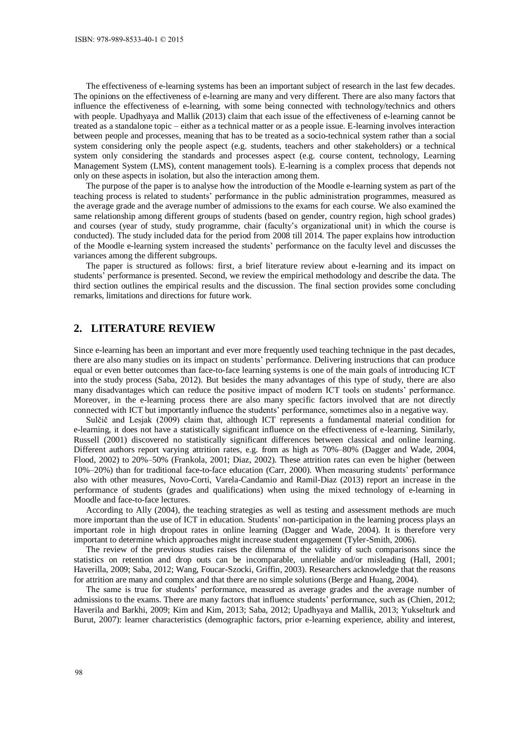The effectiveness of e-learning systems has been an important subject of research in the last few decades. The opinions on the effectiveness of e-learning are many and very different. There are also many factors that influence the effectiveness of e-learning, with some being connected with technology/technics and others with people. Upadhyaya and Mallik (2013) claim that each issue of the effectiveness of e-learning cannot be treated as a standalone topic – either as a technical matter or as a people issue. E-learning involves interaction between people and processes, meaning that has to be treated as a socio-technical system rather than a social system considering only the people aspect (e.g. students, teachers and other stakeholders) or a technical system only considering the standards and processes aspect (e.g. course content, technology, Learning Management System (LMS), content management tools). E-learning is a complex process that depends not only on these aspects in isolation, but also the interaction among them.

The purpose of the paper is to analyse how the introduction of the Moodle e-learning system as part of the teaching process is related to students' performance in the public administration programmes, measured as the average grade and the average number of admissions to the exams for each course. We also examined the same relationship among different groups of students (based on gender, country region, high school grades) and courses (year of study, study programme, chair (faculty's organizational unit) in which the course is conducted). The study included data for the period from 2008 till 2014. The paper explains how introduction of the Moodle e-learning system increased the students' performance on the faculty level and discusses the variances among the different subgroups.

The paper is structured as follows: first, a brief literature review about e-learning and its impact on students' performance is presented. Second, we review the empirical methodology and describe the data. The third section outlines the empirical results and the discussion. The final section provides some concluding remarks, limitations and directions for future work.

## 2. LITERATURE REVIEW

Since e-learning has been an important and ever more frequently used teaching technique in the past decades, there are also many studies on its impact on students' performance. Delivering instructions that can produce equal or even better outcomes than face-to-face learning systems is one of the main goals of introducing ICT into the study process (Saba, 2012). But besides the many advantages of this type of study, there are also many disadvantages which can reduce the positive impact of modern ICT tools on students' performance. Moreover, in the e-learning process there are also many specific factors involved that are not directly connected with ICT but importantly influence the students' performance, sometimes also in a negative way.

Sulčič and Lesjak (2009) claim that, although ICT represents a fundamental material condition for e-learning, it does not have a statistically significant influence on the effectiveness of e-learning. Similarly, Russell (2001) discovered no statistically significant differences between classical and online learning. Different authors report varying attrition rates, e.g. from as high as 70%–80% (Dagger and Wade, 2004, Flood, 2002) to 20%–50% (Frankola, 2001; Diaz, 2002). These attrition rates can even be higher (between 10%–20%) than for traditional face-to-face education (Carr, 2000). When measuring students' performance also with other measures, Novo-Corti, Varela-Candamio and Ramil-Diaz (2013) report an increase in the performance of students (grades and qualifications) when using the mixed technology of e-learning in Moodle and face-to-face lectures.

According to Ally (2004), the teaching strategies as well as testing and assessment methods are much more important than the use of ICT in education. Students' non-participation in the learning process plays an important role in high dropout rates in online learning (Dagger and Wade, 2004). It is therefore very important to determine which approaches might increase student engagement (Tyler-Smith, 2006).

The review of the previous studies raises the dilemma of the validity of such comparisons since the statistics on retention and drop outs can be incomparable, unreliable and/or misleading (Hall, 2001; Haverilla, 2009; Saba, 2012; Wang, Foucar-Szocki, Griffin, 2003). Researchers acknowledge that the reasons for attrition are many and complex and that there are no simple solutions (Berge and Huang, 2004).

The same is true for students' performance, measured as average grades and the average number of admissions to the exams. There are many factors that influence students' performance, such as (Chien, 2012; Haverila and Barkhi, 2009; Kim and Kim, 2013; Saba, 2012; Upadhyaya and Mallik, 2013; Yukselturk and Burut, 2007): learner characteristics (demographic factors, prior e-learning experience, ability and interest,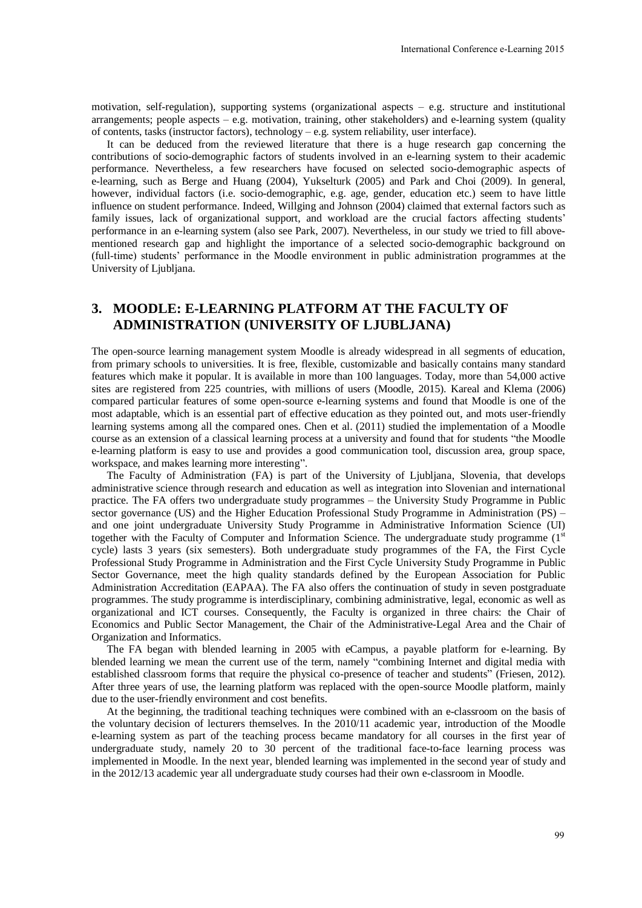motivation, self-regulation), supporting systems (organizational aspects – e.g. structure and institutional arrangements; people aspects – e.g. motivation, training, other stakeholders) and e-learning system (quality of contents, tasks (instructor factors), technology – e.g. system reliability, user interface).

It can be deduced from the reviewed literature that there is a huge research gap concerning the contributions of socio-demographic factors of students involved in an e-learning system to their academic performance. Nevertheless, a few researchers have focused on selected socio-demographic aspects of e-learning, such as Berge and Huang (2004), Yukselturk (2005) and Park and Choi (2009). In general, however, individual factors (i.e. socio-demographic, e.g. age, gender, education etc.) seem to have little influence on student performance. Indeed, Willging and Johnson (2004) claimed that external factors such as family issues, lack of organizational support, and workload are the crucial factors affecting students' performance in an e-learning system (also see Park, 2007). Nevertheless, in our study we tried to fill above-mentioned research gap and highlight the importance of a selected socio-demographic background on (full-time) students' performance in the Moodle environment in public administration programmes at the University of Ljubljana.

## 3. MOODLE: E-LEARNING PLATFORM AT THE FACULTY OF ADMINISTRATION (UNIVERSITY OF LJUBLJANA)

The open-source learning management system Moodle is already widespread in all segments of education, from primary schools to universities. It is free, flexible, customizable and basically contains many standard features which make it popular. It is available in more than 100 languages. Today, more than 54,000 active sites are registered from 225 countries, with millions of users (Moodle, 2015). Kareal and Klema (2006) compared particular features of some open-source e-learning systems and found that Moodle is one of the most adaptable, which is an essential part of effective education as they pointed out, and mots user-friendly learning systems among all the compared ones. Chen et al. (2011) studied the implementation of a Moodle course as an extension of a classical learning process at a university and found that for students "the Moodle e-learning platform is easy to use and provides a good communication tool, discussion area, group space, workspace, and makes learning more interesting".

The Faculty of Administration (FA) is part of the University of Ljubljana, Slovenia, that develops administrative science through research and education as well as integration into Slovenian and international practice. The FA offers two undergraduate study programmes – the University Study Programme in Public sector governance (US) and the Higher Education Professional Study Programme in Administration (PS) – and one joint undergraduate University Study Programme in Administrative Information Science (UI) together with the Faculty of Computer and Information Science. The undergraduate study programme (1st cycle) lasts 3 years (six semesters). Both undergraduate study programmes of the FA, the First Cycle Professional Study Programme in Administration and the First Cycle University Study Programme in Public Sector Governance, meet the high quality standards defined by the European Association for Public Administration Accreditation (EAPAA). The FA also offers the continuation of study in seven postgraduate programmes. The study programme is interdisciplinary, combining administrative, legal, economic as well as organizational and ICT courses. Consequently, the Faculty is organized in three chairs: the Chair of Economics and Public Sector Management, the Chair of the Administrative-Legal Area and the Chair of Organization and Informatics.

The FA began with blended learning in 2005 with eCampus, a payable platform for e-learning. By blended learning we mean the current use of the term, namely "combining Internet and digital media with established classroom forms that require the physical co-presence of teacher and students" (Friesen, 2012). After three years of use, the learning platform was replaced with the open-source Moodle platform, mainly due to the user-friendly environment and cost benefits.

At the beginning, the traditional teaching techniques were combined with an e-classroom on the basis of the voluntary decision of lecturers themselves. In the 2010/11 academic year, introduction of the Moodle e-learning system as part of the teaching process became mandatory for all courses in the first year of undergraduate study, namely 20 to 30 percent of the traditional face-to-face learning process was implemented in Moodle. In the next year, blended learning was implemented in the second year of study and in the 2012/13 academic year all undergraduate study courses had their own e-classroom in Moodle.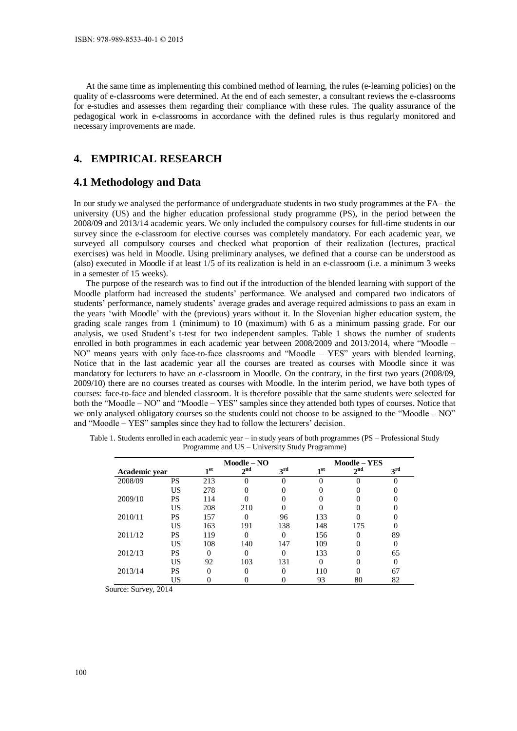At the same time as implementing this combined method of learning, the rules (e-learning policies) on the quality of e-classrooms were determined. At the end of each semester, a consultant reviews the e-classrooms for e-studies and assesses them regarding their compliance with these rules. The quality assurance of the pedagogical work in e-classrooms in accordance with the defined rules is thus regularly monitored and necessary improvements are made.

## 4. EMPIRICAL RESEARCH

### 4.1 Methodology and Data

In our study we analysed the performance of undergraduate students in two study programmes at the FA– the university (US) and the higher education professional study programme (PS), in the period between the 2008/09 and 2013/14 academic years. We only included the compulsory courses for full-time students in our survey since the e-classroom for elective courses was completely mandatory. For each academic year, we surveyed all compulsory courses and checked what proportion of their realization (lectures, practical exercises) was held in Moodle. Using preliminary analyses, we defined that a course can be understood as (also) executed in Moodle if at least 1/5 of its realization is held in an e-classroom (i.e. a minimum 3 weeks in a semester of 15 weeks).

The purpose of the research was to find out if the introduction of the blended learning with support of the Moodle platform had increased the students' performance. We analysed and compared two indicators of students' performance, namely students' average grades and average required admissions to pass an exam in the years 'with Moodle' with the (previous) years without it. In the Slovenian higher education system, the grading scale ranges from 1 (minimum) to 10 (maximum) with 6 as a minimum passing grade. For our analysis, we used Student's t-test for two independent samples. Table 1 shows the number of students enrolled in both programmes in each academic year between 2008/2009 and 2013/2014, where "Moodle – NO" means years with only face-to-face classrooms and "Moodle – YES" years with blended learning. Notice that in the last academic year all the courses are treated as courses with Moodle since it was mandatory for lecturers to have an e-classroom in Moodle. On the contrary, in the first two years (2008/09, 2009/10) there are no courses treated as courses with Moodle. In the interim period, we have both types of courses: face-to-face and blended classroom. It is therefore possible that the same students were selected for both the "Moodle – NO" and "Moodle – YES" samples since they attended both types of courses. Notice that we only analysed obligatory courses so the students could not choose to be assigned to the "Moodle – NO" and "Moodle – YES" samples since they had to follow the lecturers' decision.

Table 1. Students enrolled in each academic year – in study years of both programmes (PS – Professional Study Programme and US – University Study Programme)

| Academic year | | Moodle – NO | | | Moodle – YES | | |
|---|---|---|---|---|---|---|---|
| | | 1st | 2nd | 3rd | 1st | 2nd | 3rd |
| 2008/09 | PS | 213 | 0 | 0 | 0 | 0 | 0 |
| | US | 278 | 0 | 0 | 0 | 0 | 0 |
| 2009/10 | PS | 114 | 0 | 0 | 0 | 0 | 0 |
| | US | 208 | 210 | 0 | 0 | 0 | 0 |
| 2010/11 | PS | 157 | 0 | 96 | 133 | 0 | 0 |
| | US | 163 | 191 | 138 | 148 | 175 | 0 |
| 2011/12 | PS | 119 | 0 | 0 | 156 | 0 | 89 |
| | US | 108 | 140 | 147 | 109 | 0 | 0 |
| 2012/13 | PS | 0 | 0 | 0 | 133 | 0 | 65 |
| | US | 92 | 103 | 131 | 0 | 0 | 0 |
| 2013/14 | PS | 0 | 0 | 0 | 110 | 0 | 67 |
| | US | 0 | 0 | 0 | 93 | 80 | 82 |

Source: Survey, 2014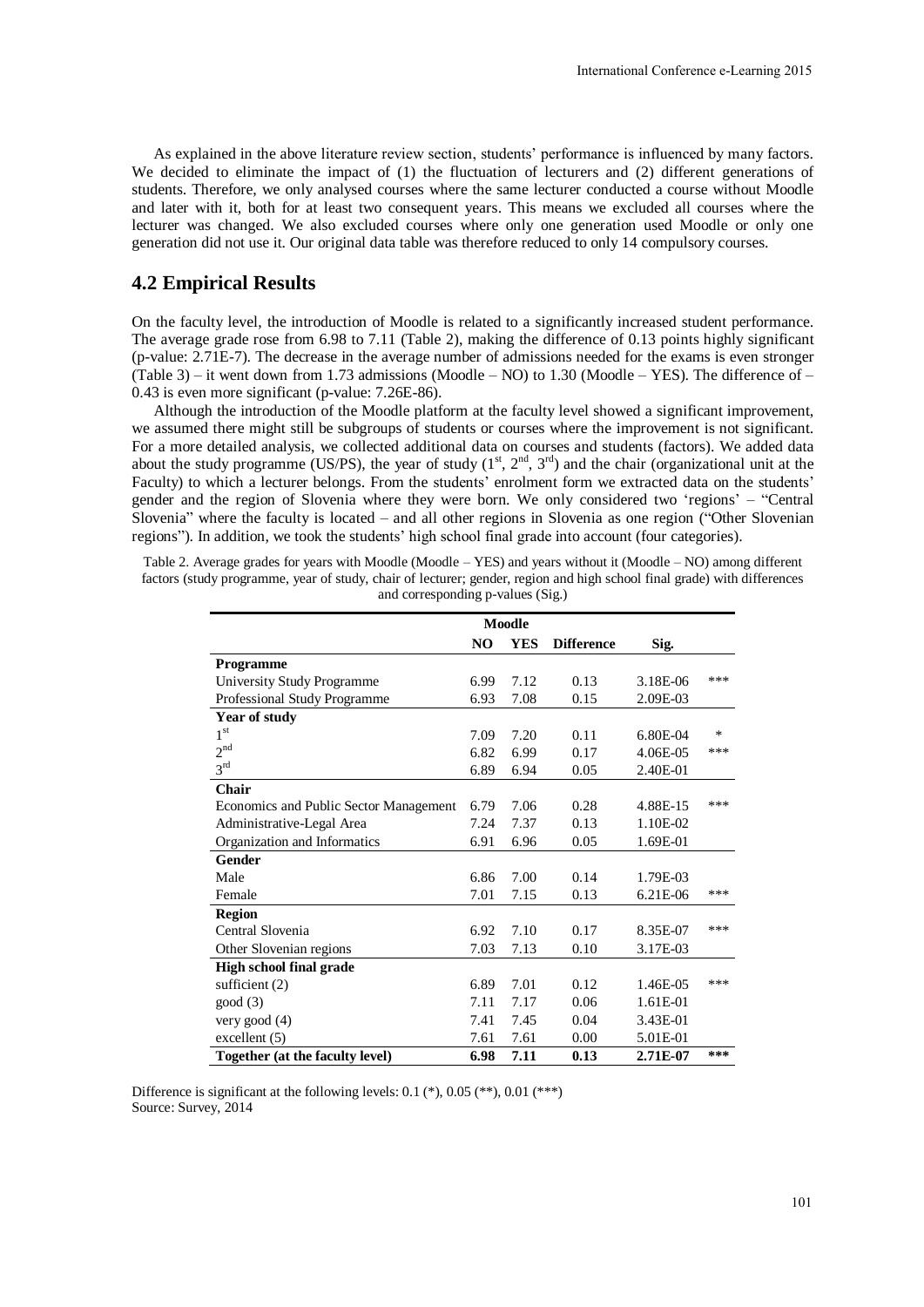As explained in the above literature review section, students' performance is influenced by many factors. We decided to eliminate the impact of (1) the fluctuation of lecturers and (2) different generations of students. Therefore, we only analysed courses where the same lecturer conducted a course without Moodle and later with it, both for at least two consequent years. This means we excluded all courses where the lecturer was changed. We also excluded courses where only one generation used Moodle or only one generation did not use it. Our original data table was therefore reduced to only 14 compulsory courses.

## 4.2 Empirical Results

On the faculty level, the introduction of Moodle is related to a significantly increased student performance. The average grade rose from 6.98 to 7.11 (Table 2), making the difference of 0.13 points highly significant (p-value: 2.71E-7). The decrease in the average number of admissions needed for the exams is even stronger (Table 3) – it went down from 1.73 admissions (Moodle – NO) to 1.30 (Moodle – YES). The difference of –0.43 is even more significant (p-value: 7.26E-86).

Although the introduction of the Moodle platform at the faculty level showed a significant improvement, we assumed there might still be subgroups of students or courses where the improvement is not significant. For a more detailed analysis, we collected additional data on courses and students (factors). We added data about the study programme (US/PS), the year of study (1st, 2nd, 3rd) and the chair (organizational unit at the Faculty) to which a lecturer belongs. From the students' enrolment form we extracted data on the students' gender and the region of Slovenia where they were born. We only considered two 'regions' – "Central Slovenia" where the faculty is located – and all other regions in Slovenia as one region ("Other Slovenian regions"). In addition, we took the students' high school final grade into account (four categories).

Table 2. Average grades for years with Moodle (Moodle – YES) and years without it (Moodle – NO) among different factors (study programme, year of study, chair of lecturer; gender, region and high school final grade) with differences and corresponding p-values (Sig.)

| | Moodle | | | | |
|---|---|---|---|---|---|
| | NO | YES | Difference | Sig. | |
| **Programme** | | | | | |
| University Study Programme | 6.99 | 7.12 | 0.13 | 3.18E-06 | *** |
| Professional Study Programme | 6.93 | 7.08 | 0.15 | 2.09E-03 | |
| **Year of study** | | | | | |
| 1st | 7.09 | 7.20 | 0.11 | 6.80E-04 | * |
| 2nd | 6.82 | 6.99 | 0.17 | 4.06E-05 | *** |
| 3rd | 6.89 | 6.94 | 0.05 | 2.40E-01 | |
| **Chair** | | | | | |
| Economics and Public Sector Management | 6.79 | 7.06 | 0.28 | 4.88E-15 | *** |
| Administrative-Legal Area | 7.24 | 7.37 | 0.13 | 1.10E-02 | |
| Organization and Informatics | 6.91 | 6.96 | 0.05 | 1.69E-01 | |
| **Gender** | | | | | |
| Male | 6.86 | 7.00 | 0.14 | 1.79E-03 | |
| Female | 7.01 | 7.15 | 0.13 | 6.21E-06 | *** |
| **Region** | | | | | |
| Central Slovenia | 6.92 | 7.10 | 0.17 | 8.35E-07 | *** |
| Other Slovenian regions | 7.03 | 7.13 | 0.10 | 3.17E-03 | |
| **High school final grade** | | | | | |
| sufficient (2) | 6.89 | 7.01 | 0.12 | 1.46E-05 | *** |
| good (3) | 7.11 | 7.17 | 0.06 | 1.61E-01 | |
| very good (4) | 7.41 | 7.45 | 0.04 | 3.43E-01 | |
| excellent (5) | 7.61 | 7.61 | 0.00 | 5.01E-01 | |
| **Together (at the faculty level)** | **6.98** | **7.11** | **0.13** | **2.71E-07** | ***** |

Difference is significant at the following levels: 0.1 (*), 0.05 (**), 0.01 (***)
Source: Survey, 2014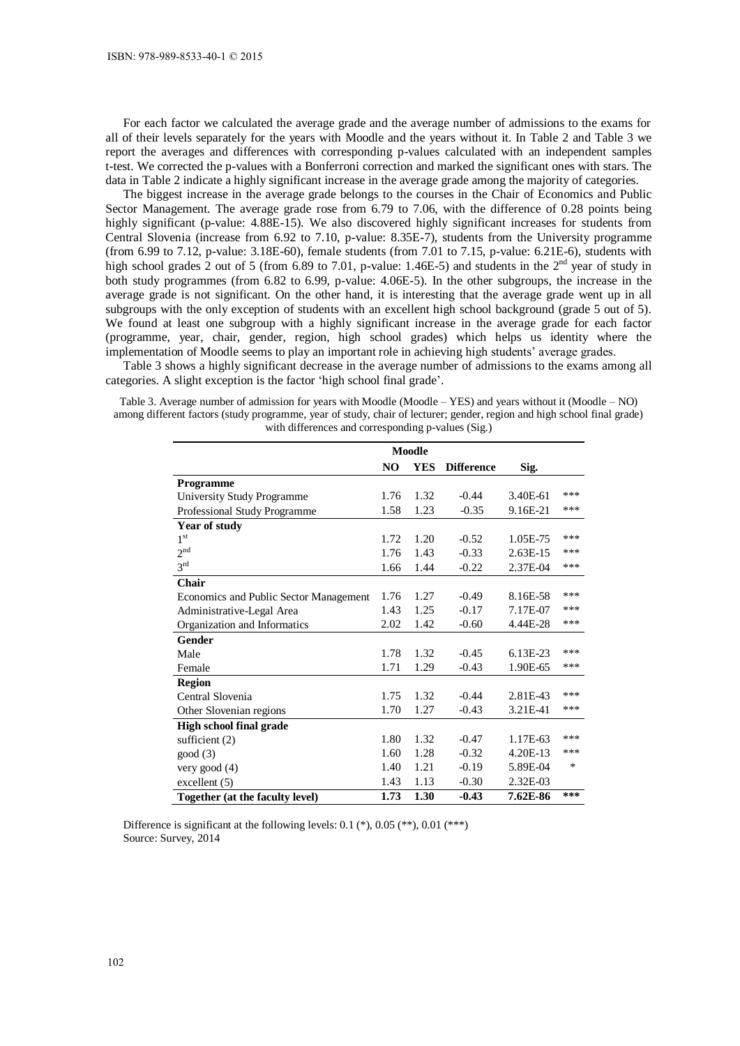For each factor we calculated the average grade and the average number of admissions to the exams for all of their levels separately for the years with Moodle and the years without it. In Table 2 and Table 3 we report the averages and differences with corresponding p-values calculated with an independent samples t-test. We corrected the p-values with a Bonferroni correction and marked the significant ones with stars. The data in Table 2 indicate a highly significant increase in the average grade among the majority of categories.

The biggest increase in the average grade belongs to the courses in the Chair of Economics and Public Sector Management. The average grade rose from 6.79 to 7.06, with the difference of 0.28 points being highly significant (p-value: 4.88E-15). We also discovered highly significant increases for students from Central Slovenia (increase from 6.92 to 7.10, p-value: 8.35E-7), students from the University programme (from 6.99 to 7.12, p-value: 3.18E-60), female students (from 7.01 to 7.15, p-value: 6.21E-6), students with high school grades 2 out of 5 (from 6.89 to 7.01, p-value: 1.46E-5) and students in the 2nd year of study in both study programmes (from 6.82 to 6.99, p-value: 4.06E-5). In the other subgroups, the increase in the average grade is not significant. On the other hand, it is interesting that the average grade went up in all subgroups with the only exception of students with an excellent high school background (grade 5 out of 5). We found at least one subgroup with a highly significant increase in the average grade for each factor (programme, year, chair, gender, region, high school grades) which helps us identity where the implementation of Moodle seems to play an important role in achieving high students' average grades.

Table 3 shows a highly significant decrease in the average number of admissions to the exams among all categories. A slight exception is the factor 'high school final grade'.

Table 3. Average number of admission for years with Moodle (Moodle – YES) and years without it (Moodle – NO) among different factors (study programme, year of study, chair of lecturer; gender, region and high school final grade) with differences and corresponding p-values (Sig.)

| | Moodle | | | | |
|---|---|---|---|---|---|
| | NO | YES | Difference | Sig. | |
| **Programme** | | | | | |
| University Study Programme | 1.76 | 1.32 | -0.44 | 3.40E-61 | *** |
| Professional Study Programme | 1.58 | 1.23 | -0.35 | 9.16E-21 | *** |
| **Year of study** | | | | | |
| 1st | 1.72 | 1.20 | -0.52 | 1.05E-75 | *** |
| 2nd | 1.76 | 1.43 | -0.33 | 2.63E-15 | *** |
| 3rd | 1.66 | 1.44 | -0.22 | 2.37E-04 | *** |
| **Chair** | | | | | |
| Economics and Public Sector Management | 1.76 | 1.27 | -0.49 | 8.16E-58 | *** |
| Administrative-Legal Area | 1.43 | 1.25 | -0.17 | 7.17E-07 | *** |
| Organization and Informatics | 2.02 | 1.42 | -0.60 | 4.44E-28 | *** |
| **Gender** | | | | | |
| Male | 1.78 | 1.32 | -0.45 | 6.13E-23 | *** |
| Female | 1.71 | 1.29 | -0.43 | 1.90E-65 | *** |
| **Region** | | | | | |
| Central Slovenia | 1.75 | 1.32 | -0.44 | 2.81E-43 | *** |
| Other Slovenian regions | 1.70 | 1.27 | -0.43 | 3.21E-41 | *** |
| **High school final grade** | | | | | |
| sufficient (2) | 1.80 | 1.32 | -0.47 | 1.17E-63 | *** |
| good (3) | 1.60 | 1.28 | -0.32 | 4.20E-13 | *** |
| very good (4) | 1.40 | 1.21 | -0.19 | 5.89E-04 | * |
| excellent (5) | 1.43 | 1.13 | -0.30 | 2.32E-03 | |
| **Together (at the faculty level)** | **1.73** | **1.30** | **-0.43** | **7.62E-86** | ***\*\*\**** |

Difference is significant at the following levels: 0.1 (*), 0.05 (**), 0.01 (***)
Source: Survey, 2014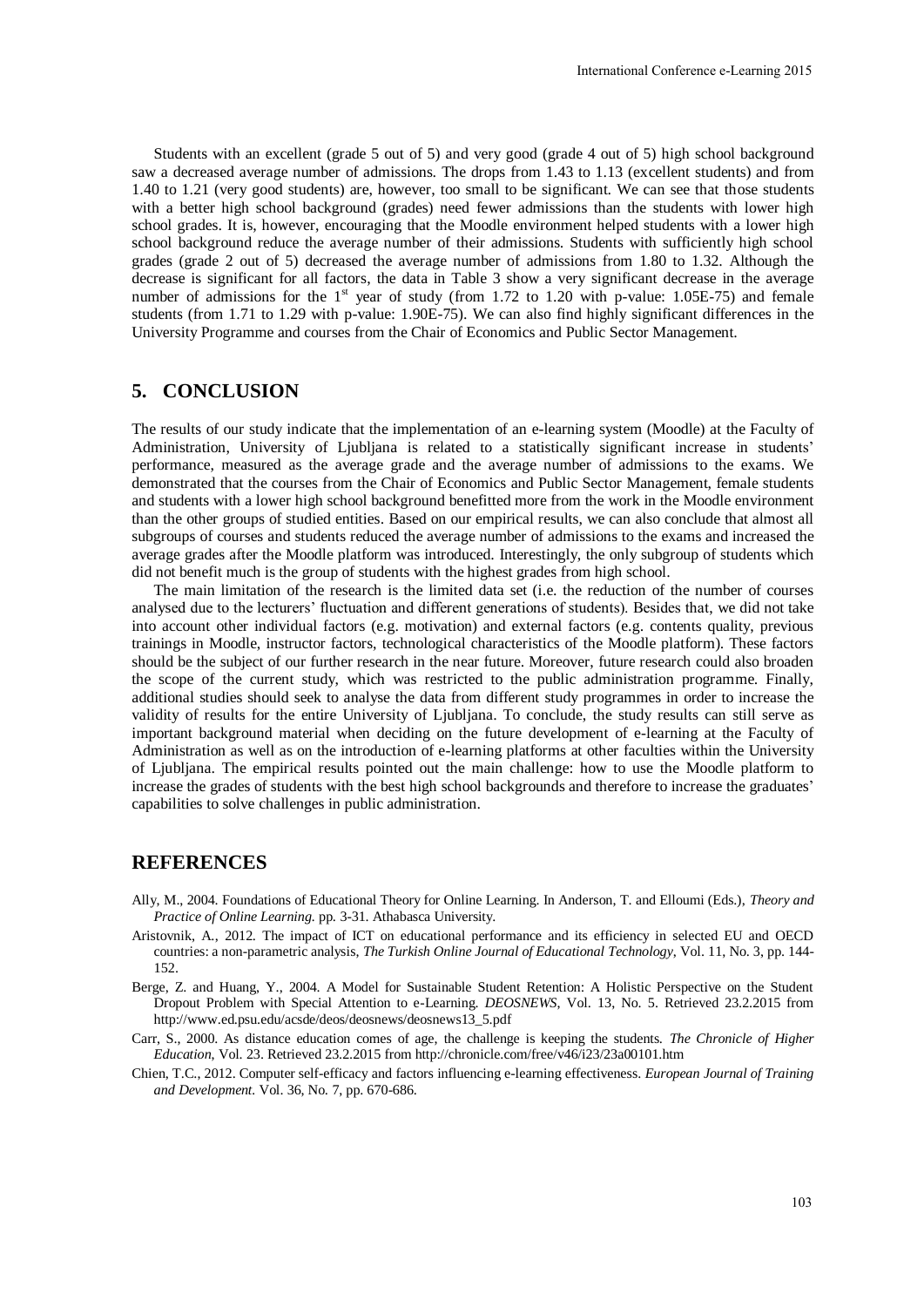Students with an excellent (grade 5 out of 5) and very good (grade 4 out of 5) high school background saw a decreased average number of admissions. The drops from 1.43 to 1.13 (excellent students) and from 1.40 to 1.21 (very good students) are, however, too small to be significant. We can see that those students with a better high school background (grades) need fewer admissions than the students with lower high school grades. It is, however, encouraging that the Moodle environment helped students with a lower high school background reduce the average number of their admissions. Students with sufficiently high school grades (grade 2 out of 5) decreased the average number of admissions from 1.80 to 1.32. Although the decrease is significant for all factors, the data in Table 3 show a very significant decrease in the average number of admissions for the 1st year of study (from 1.72 to 1.20 with p-value: 1.05E-75) and female students (from 1.71 to 1.29 with p-value: 1.90E-75). We can also find highly significant differences in the University Programme and courses from the Chair of Economics and Public Sector Management.

## 5. CONCLUSION

The results of our study indicate that the implementation of an e-learning system (Moodle) at the Faculty of Administration, University of Ljubljana is related to a statistically significant increase in students' performance, measured as the average grade and the average number of admissions to the exams. We demonstrated that the courses from the Chair of Economics and Public Sector Management, female students and students with a lower high school background benefitted more from the work in the Moodle environment than the other groups of studied entities. Based on our empirical results, we can also conclude that almost all subgroups of courses and students reduced the average number of admissions to the exams and increased the average grades after the Moodle platform was introduced. Interestingly, the only subgroup of students which did not benefit much is the group of students with the highest grades from high school.

The main limitation of the research is the limited data set (i.e. the reduction of the number of courses analysed due to the lecturers' fluctuation and different generations of students). Besides that, we did not take into account other individual factors (e.g. motivation) and external factors (e.g. contents quality, previous trainings in Moodle, instructor factors, technological characteristics of the Moodle platform). These factors should be the subject of our further research in the near future. Moreover, future research could also broaden the scope of the current study, which was restricted to the public administration programme. Finally, additional studies should seek to analyse the data from different study programmes in order to increase the validity of results for the entire University of Ljubljana. To conclude, the study results can still serve as important background material when deciding on the future development of e-learning at the Faculty of Administration as well as on the introduction of e-learning platforms at other faculties within the University of Ljubljana. The empirical results pointed out the main challenge: how to use the Moodle platform to increase the grades of students with the best high school backgrounds and therefore to increase the graduates' capabilities to solve challenges in public administration.

## REFERENCES

Ally, M., 2004. Foundations of Educational Theory for Online Learning. In Anderson, T. and Elloumi (Eds.), *Theory and Practice of Online Learning*. pp. 3-31. Athabasca University.

Aristovnik, A., 2012. The impact of ICT on educational performance and its efficiency in selected EU and OECD countries: a non-parametric analysis, *The Turkish Online Journal of Educational Technology*, Vol. 11, No. 3, pp. 144-152.

Berge, Z. and Huang, Y., 2004. A Model for Sustainable Student Retention: A Holistic Perspective on the Student Dropout Problem with Special Attention to e-Learning. *DEOSNEWS*, Vol. 13, No. 5. Retrieved 23.2.2015 from http://www.ed.psu.edu/acsde/deos/deosnews/deosnews13_5.pdf

Carr, S., 2000. As distance education comes of age, the challenge is keeping the students. *The Chronicle of Higher Education*, Vol. 23. Retrieved 23.2.2015 from http://chronicle.com/free/v46/i23/23a00101.htm

Chien, T.C., 2012. Computer self-efficacy and factors influencing e-learning effectiveness. *European Journal of Training and Development*. Vol. 36, No. 7, pp. 670-686.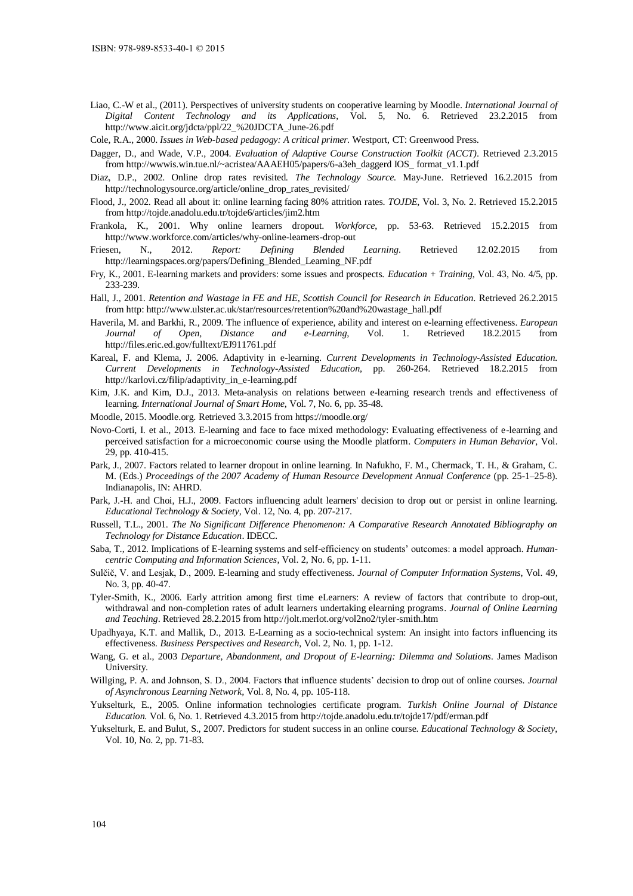Liao, C.-W et al., (2011). Perspectives of university students on cooperative learning by Moodle. *International Journal of Digital Content Technology and its Applications*, Vol. 5, No. 6. Retrieved 23.2.2015 from http://www.aicit.org/jdcta/ppl/22_%20JDCTA_June-26.pdf

Cole, R.A., 2000. *Issues in Web-based pedagogy: A critical primer.* Westport, CT: Greenwood Press.

Dagger, D., and Wade, V.P., 2004. *Evaluation of Adaptive Course Construction Toolkit (ACCT)*. Retrieved 2.3.2015 from http://wwwis.win.tue.nl/~acristea/AAAEH05/papers/6-a3eh_daggerd IOS_ format_v1.1.pdf

Diaz, D.P., 2002. Online drop rates revisited. *The Technology Source.* May-June. Retrieved 16.2.2015 from http://technologysource.org/article/online_drop_rates_revisited/

Flood, J., 2002. Read all about it: online learning facing 80% attrition rates. *TOJDE*, Vol. 3, No. 2. Retrieved 15.2.2015 from http://tojde.anadolu.edu.tr/tojde6/articles/jim2.htm

Frankola, K., 2001. Why online learners dropout. *Workforce*, pp. 53-63. Retrieved 15.2.2015 from http://www.workforce.com/articles/why-online-learners-drop-out

Friesen, N., 2012. *Report: Defining Blended Learning*. Retrieved 12.02.2015 from http://learningspaces.org/papers/Defining_Blended_Learning_NF.pdf

Fry, K., 2001. E-learning markets and providers: some issues and prospects. *Education + Training*, Vol. 43, No. 4/5, pp. 233-239.

Hall, J., 2001. *Retention and Wastage in FE and HE, Scottish Council for Research in Education*. Retrieved 26.2.2015 from http: http://www.ulster.ac.uk/star/resources/retention%20and%20wastage_hall.pdf

Haverila, M. and Barkhi, R., 2009. The influence of experience, ability and interest on e-learning effectiveness. *European Journal of Open, Distance and e-Learning*, Vol. 1. Retrieved 18.2.2015 from http://files.eric.ed.gov/fulltext/EJ911761.pdf

Kareal, F. and Klema, J. 2006. Adaptivity in e-learning. *Current Developments in Technology-Assisted Education. Current Developments in Technology-Assisted Education*, pp. 260-264. Retrieved 18.2.2015 from http://karlovi.cz/filip/adaptivity_in_e-learning.pdf

Kim, J.K. and Kim, D.J., 2013. Meta-analysis on relations between e-learning research trends and effectiveness of learning. *International Journal of Smart Home*, Vol. 7, No. 6, pp. 35-48.

Moodle, 2015. Moodle.org. Retrieved 3.3.2015 from https://moodle.org/

Novo-Corti, I. et al., 2013. E-learning and face to face mixed methodology: Evaluating effectiveness of e-learning and perceived satisfaction for a microeconomic course using the Moodle platform. *Computers in Human Behavior*, Vol. 29, pp. 410-415.

Park, J., 2007. Factors related to learner dropout in online learning. In Nafukho, F. M., Chermack, T. H., & Graham, C. M. (Eds.) *Proceedings of the 2007 Academy of Human Resource Development Annual Conference* (pp. 25-1–25-8). Indianapolis, IN: AHRD.

Park, J.-H. and Choi, H.J., 2009. Factors influencing adult learners' decision to drop out or persist in online learning. *Educational Technology & Society*, Vol. 12, No. 4, pp. 207-217.

Russell, T.L., 2001. *The No Significant Difference Phenomenon: A Comparative Research Annotated Bibliography on Technology for Distance Education*. IDECC.

Saba, T., 2012. Implications of E-learning systems and self-efficiency on students' outcomes: a model approach. *Human-centric Computing and Information Sciences*, Vol. 2, No. 6, pp. 1-11.

Sulčič, V. and Lesjak, D., 2009. E-learning and study effectiveness. *Journal of Computer Information Systems*, Vol. 49, No. 3, pp. 40-47.

Tyler-Smith, K., 2006. Early attrition among first time eLearners: A review of factors that contribute to drop-out, withdrawal and non-completion rates of adult learners undertaking elearning programs. *Journal of Online Learning and Teaching*. Retrieved 28.2.2015 from http://jolt.merlot.org/vol2no2/tyler-smith.htm

Upadhyaya, K.T. and Mallik, D., 2013. E-Learning as a socio-technical system: An insight into factors influencing its effectiveness. *Business Perspectives and Research*, Vol. 2, No. 1, pp. 1-12.

Wang, G. et al., 2003 *Departure, Abandonment, and Dropout of E-learning: Dilemma and Solutions*. James Madison University.

Willging, P. A. and Johnson, S. D., 2004. Factors that influence students' decision to drop out of online courses. *Journal of Asynchronous Learning Network*, Vol. 8, No. 4, pp. 105-118.

Yukselturk, E., 2005. Online information technologies certificate program. *Turkish Online Journal of Distance Education.* Vol. 6, No. 1. Retrieved 4.3.2015 from http://tojde.anadolu.edu.tr/tojde17/pdf/erman.pdf

Yukselturk, E. and Bulut, S., 2007. Predictors for student success in an online course. *Educational Technology & Society*, Vol. 10, No. 2, pp. 71-83.